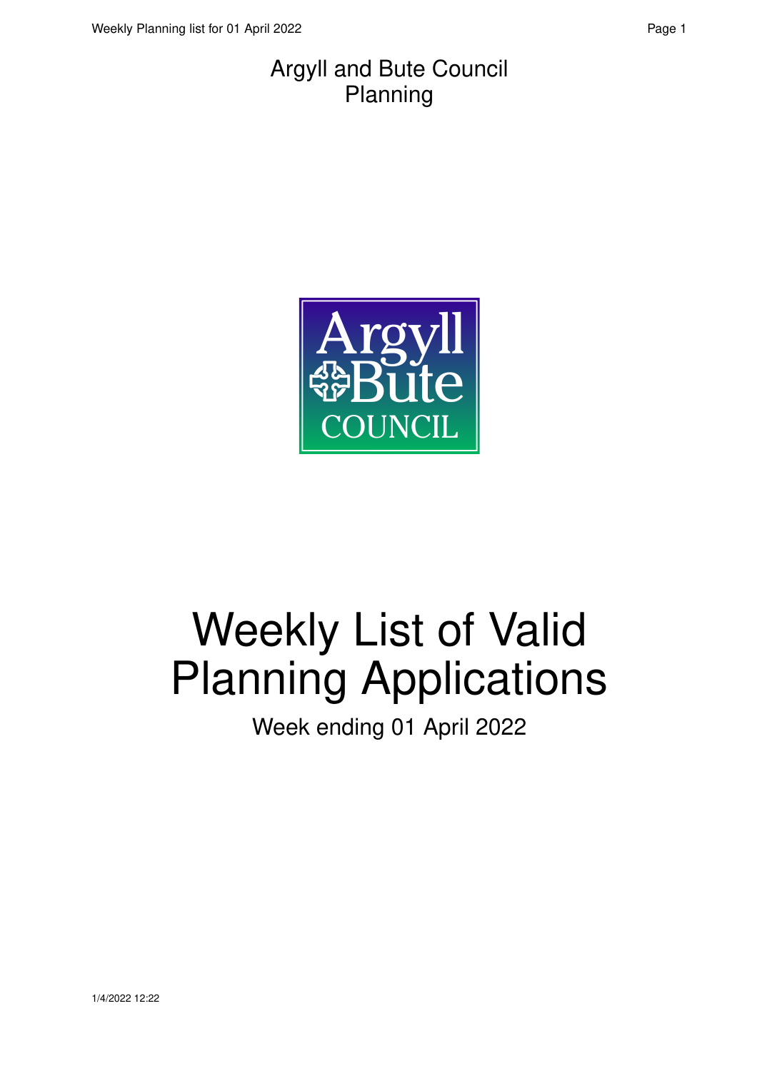Argyll and Bute Council
Planning

Argyll
Bute
COUNCIL

# Weekly List of Valid Planning Applications

Week ending 01 April 2022

1/4/2022 12:22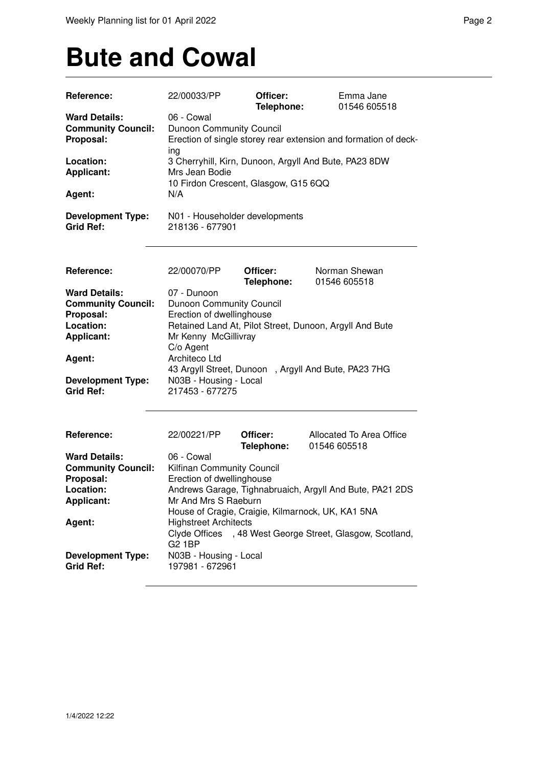# Bute and Cowal

| | | | |
|---|---|---|---|
| **Reference:** | 22/00033/PP | **Officer:** **Telephone:** | Emma Jane 01546 605518 |
| **Ward Details:** | 06 - Cowal | | |
| **Community Council:** | Dunoon Community Council | | |
| **Proposal:** | Erection of single storey rear extension and formation of decking | | |
| **Location:** | 3 Cherryhill, Kirn, Dunoon, Argyll And Bute, PA23 8DW | | |
| **Applicant:** | Mrs Jean Bodie 10 Firdon Crescent, Glasgow, G15 6QQ | | |
| **Agent:** | N/A | | |
| **Development Type:** | N01 - Householder developments | | |
| **Grid Ref:** | 218136 - 677901 | | |

---

| | | | |
|---|---|---|---|
| **Reference:** | 22/00070/PP | **Officer:** **Telephone:** | Norman Shewan 01546 605518 |
| **Ward Details:** | 07 - Dunoon | | |
| **Community Council:** | Dunoon Community Council | | |
| **Proposal:** | Erection of dwellinghouse | | |
| **Location:** | Retained Land At, Pilot Street, Dunoon, Argyll And Bute | | |
| **Applicant:** | Mr Kenny McGillivray C/o Agent | | |
| **Agent:** | Architeco Ltd 43 Argyll Street, Dunoon , Argyll And Bute, PA23 7HG | | |
| **Development Type:** | N03B - Housing - Local | | |
| **Grid Ref:** | 217453 - 677275 | | |

---

| | | | |
|---|---|---|---|
| **Reference:** | 22/00221/PP | **Officer:** **Telephone:** | Allocated To Area Office 01546 605518 |
| **Ward Details:** | 06 - Cowal | | |
| **Community Council:** | Kilfinan Community Council | | |
| **Proposal:** | Erection of dwellinghouse | | |
| **Location:** | Andrews Garage, Tighnabruaich, Argyll And Bute, PA21 2DS | | |
| **Applicant:** | Mr And Mrs S Raeburn House of Cragie, Craigie, Kilmarnock, UK, KA1 5NA | | |
| **Agent:** | Highstreet Architects Clyde Offices , 48 West George Street, Glasgow, Scotland, G2 1BP | | |
| **Development Type:** | N03B - Housing - Local | | |
| **Grid Ref:** | 197981 - 672961 | | |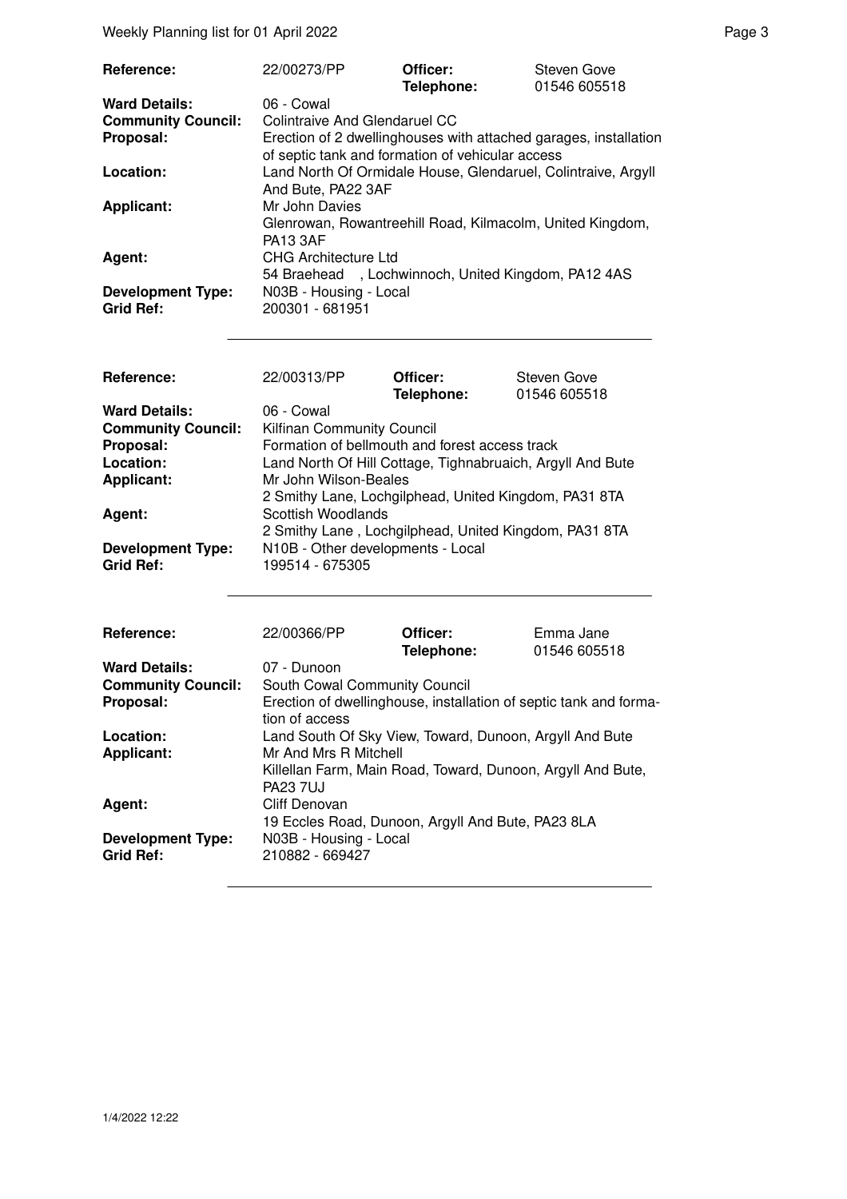| | | | |
|---|---|---|---|
| **Reference:** | 22/00273/PP | **Officer:** **Telephone:** | Steven Gove 01546 605518 |
| **Ward Details:** | 06 - Cowal | | |
| **Community Council:** | Colintraive And Glendaruel CC | | |
| **Proposal:** | Erection of 2 dwellinghouses with attached garages, installation of septic tank and formation of vehicular access | | |
| **Location:** | Land North Of Ormidale House, Glendaruel, Colintraive, Argyll And Bute, PA22 3AF | | |
| **Applicant:** | Mr John Davies Glenrowan, Rowantreehill Road, Kilmacolm, United Kingdom, PA13 3AF | | |
| **Agent:** | CHG Architecture Ltd 54 Braehead , Lochwinnoch, United Kingdom, PA12 4AS | | |
| **Development Type:** | N03B - Housing - Local | | |
| **Grid Ref:** | 200301 - 681951 | | |

| | | | |
|---|---|---|---|
| **Reference:** | 22/00313/PP | **Officer:** **Telephone:** | Steven Gove 01546 605518 |
| **Ward Details:** | 06 - Cowal | | |
| **Community Council:** | Kilfinan Community Council | | |
| **Proposal:** | Formation of bellmouth and forest access track | | |
| **Location:** | Land North Of Hill Cottage, Tighnabruaich, Argyll And Bute | | |
| **Applicant:** | Mr John Wilson-Beales 2 Smithy Lane, Lochgilphead, United Kingdom, PA31 8TA | | |
| **Agent:** | Scottish Woodlands 2 Smithy Lane , Lochgilphead, United Kingdom, PA31 8TA | | |
| **Development Type:** | N10B - Other developments - Local | | |
| **Grid Ref:** | 199514 - 675305 | | |

| | | | |
|---|---|---|---|
| **Reference:** | 22/00366/PP | **Officer:** **Telephone:** | Emma Jane 01546 605518 |
| **Ward Details:** | 07 - Dunoon | | |
| **Community Council:** | South Cowal Community Council | | |
| **Proposal:** | Erection of dwellinghouse, installation of septic tank and formation of access | | |
| **Location:** | Land South Of Sky View, Toward, Dunoon, Argyll And Bute | | |
| **Applicant:** | Mr And Mrs R Mitchell Killellan Farm, Main Road, Toward, Dunoon, Argyll And Bute, PA23 7UJ | | |
| **Agent:** | Cliff Denovan 19 Eccles Road, Dunoon, Argyll And Bute, PA23 8LA | | |
| **Development Type:** | N03B - Housing - Local | | |
| **Grid Ref:** | 210882 - 669427 | | |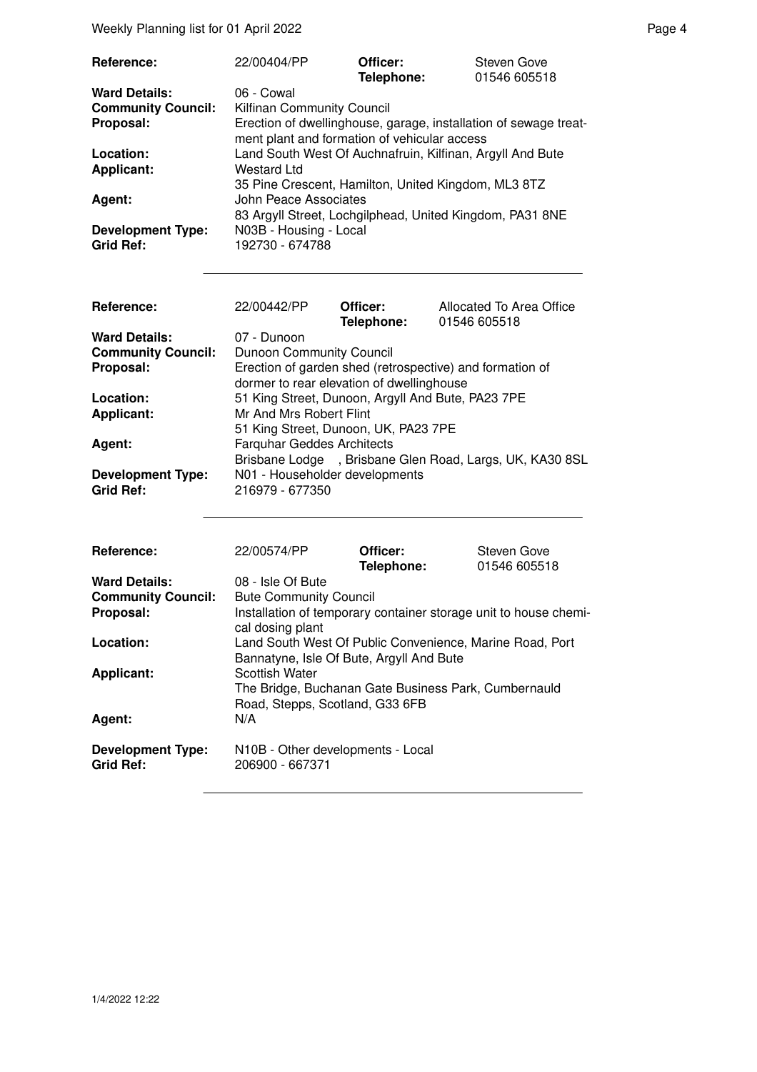| | | | |
|---|---|---|---|
| **Reference:** | 22/00404/PP | **Officer:** **Telephone:** | Steven Gove 01546 605518 |
| **Ward Details:** | 06 - Cowal | | |
| **Community Council:** | Kilfinan Community Council | | |
| **Proposal:** | Erection of dwellinghouse, garage, installation of sewage treatment plant and formation of vehicular access | | |
| **Location:** | Land South West Of Auchnafruin, Kilfinan, Argyll And Bute | | |
| **Applicant:** | Westard Ltd 35 Pine Crescent, Hamilton, United Kingdom, ML3 8TZ | | |
| **Agent:** | John Peace Associates 83 Argyll Street, Lochgilphead, United Kingdom, PA31 8NE | | |
| **Development Type:** | N03B - Housing - Local | | |
| **Grid Ref:** | 192730 - 674788 | | |

| | | | |
|---|---|---|---|
| **Reference:** | 22/00442/PP | **Officer:** **Telephone:** | Allocated To Area Office 01546 605518 |
| **Ward Details:** | 07 - Dunoon | | |
| **Community Council:** | Dunoon Community Council | | |
| **Proposal:** | Erection of garden shed (retrospective) and formation of dormer to rear elevation of dwellinghouse | | |
| **Location:** | 51 King Street, Dunoon, Argyll And Bute, PA23 7PE | | |
| **Applicant:** | Mr And Mrs Robert Flint 51 King Street, Dunoon, UK, PA23 7PE | | |
| **Agent:** | Farquhar Geddes Architects Brisbane Lodge , Brisbane Glen Road, Largs, UK, KA30 8SL | | |
| **Development Type:** | N01 - Householder developments | | |
| **Grid Ref:** | 216979 - 677350 | | |

| | | | |
|---|---|---|---|
| **Reference:** | 22/00574/PP | **Officer:** **Telephone:** | Steven Gove 01546 605518 |
| **Ward Details:** | 08 - Isle Of Bute | | |
| **Community Council:** | Bute Community Council | | |
| **Proposal:** | Installation of temporary container storage unit to house chemical dosing plant | | |
| **Location:** | Land South West Of Public Convenience, Marine Road, Port Bannatyne, Isle Of Bute, Argyll And Bute | | |
| **Applicant:** | Scottish Water The Bridge, Buchanan Gate Business Park, Cumbernauld Road, Stepps, Scotland, G33 6FB | | |
| **Agent:** | N/A | | |
| **Development Type:** | N10B - Other developments - Local | | |
| **Grid Ref:** | 206900 - 667371 | | |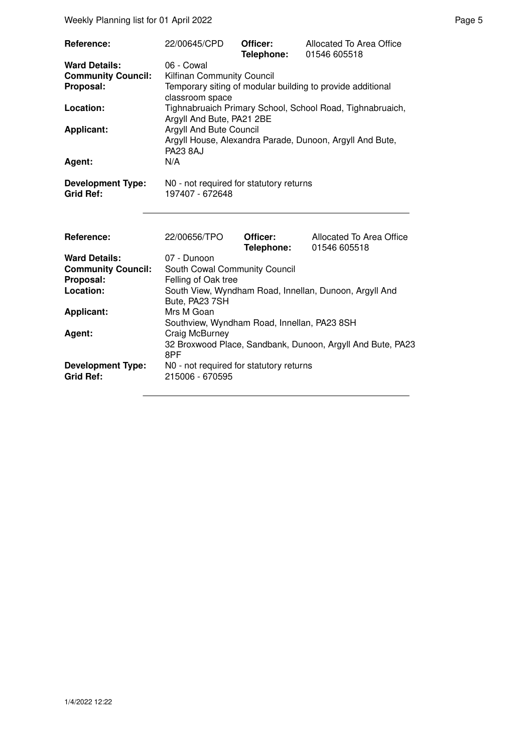| Reference: | 22/00645/CPD | Officer: Telephone: | Allocated To Area Office 01546 605518 |
|---|---|---|---|
| Ward Details: | 06 - Cowal | | |
| Community Council: | Kilfinan Community Council | | |
| Proposal: | Temporary siting of modular building to provide additional classroom space | | |
| Location: | Tighnabruaich Primary School, School Road, Tighnabruaich, Argyll And Bute, PA21 2BE | | |
| Applicant: | Argyll And Bute Council Argyll House, Alexandra Parade, Dunoon, Argyll And Bute, PA23 8AJ | | |
| Agent: | N/A | | |
| Development Type: | N0 - not required for statutory returns | | |
| Grid Ref: | 197407 - 672648 | | |

| Reference: | 22/00656/TPO | Officer: Telephone: | Allocated To Area Office 01546 605518 |
|---|---|---|---|
| Ward Details: | 07 - Dunoon | | |
| Community Council: | South Cowal Community Council | | |
| Proposal: | Felling of Oak tree | | |
| Location: | South View, Wyndham Road, Innellan, Dunoon, Argyll And Bute, PA23 7SH | | |
| Applicant: | Mrs M Goan Southview, Wyndham Road, Innellan, PA23 8SH | | |
| Agent: | Craig McBurney 32 Broxwood Place, Sandbank, Dunoon, Argyll And Bute, PA23 8PF | | |
| Development Type: | N0 - not required for statutory returns | | |
| Grid Ref: | 215006 - 670595 | | |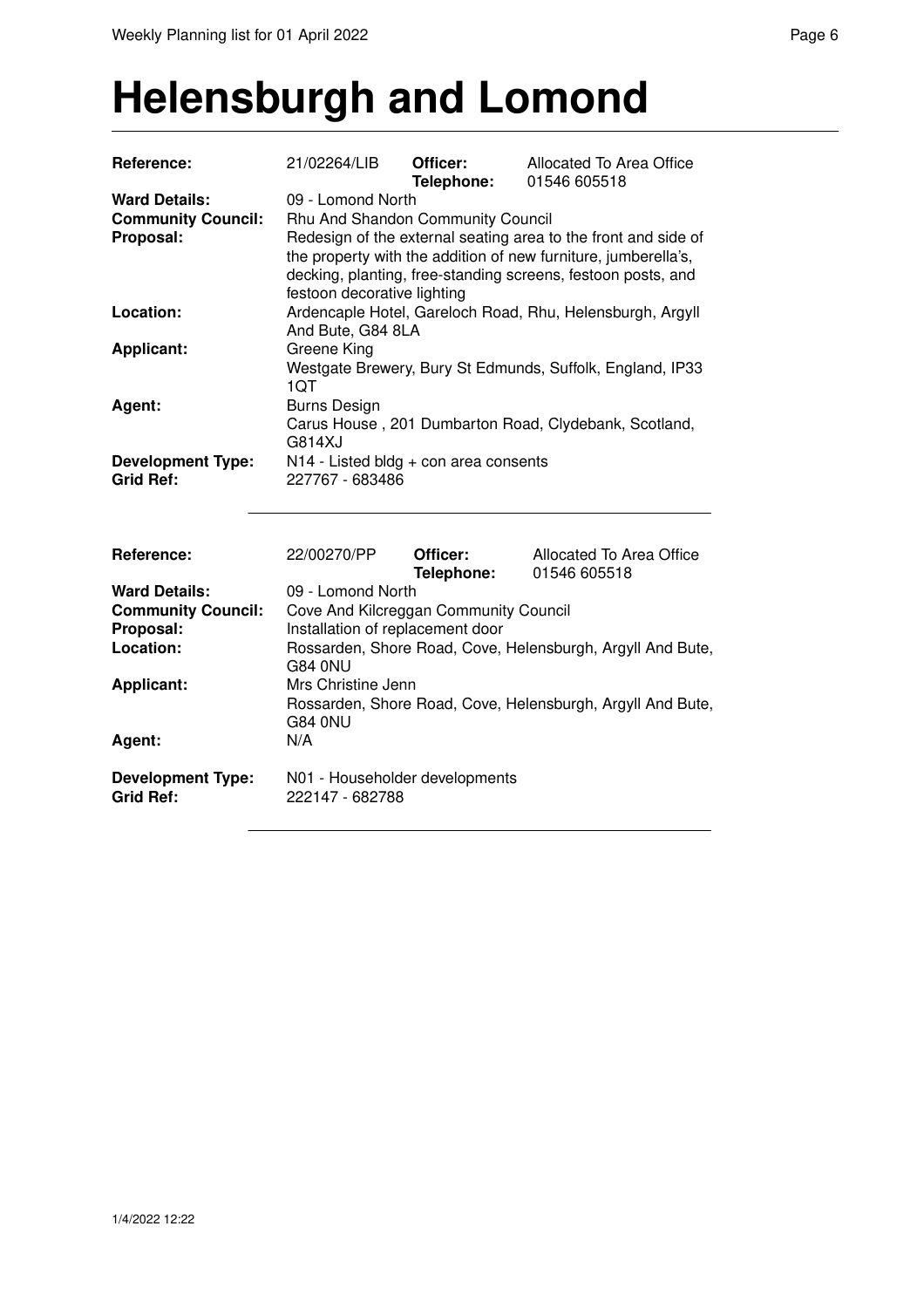# Helensburgh and Lomond

| | | | |
|---|---|---|---|
| **Reference:** | 21/02264/LIB | **Officer:** **Telephone:** | Allocated To Area Office 01546 605518 |
| **Ward Details:** | 09 - Lomond North | | |
| **Community Council:** | Rhu And Shandon Community Council | | |
| **Proposal:** | Redesign of the external seating area to the front and side of the property with the addition of new furniture, jumberella's, decking, planting, free-standing screens, festoon posts, and festoon decorative lighting | | |
| **Location:** | Ardencaple Hotel, Gareloch Road, Rhu, Helensburgh, Argyll And Bute, G84 8LA | | |
| **Applicant:** | Greene King Westgate Brewery, Bury St Edmunds, Suffolk, England, IP33 1QT | | |
| **Agent:** | Burns Design Carus House , 201 Dumbarton Road, Clydebank, Scotland, G814XJ | | |
| **Development Type:** | N14 - Listed bldg + con area consents | | |
| **Grid Ref:** | 227767 - 683486 | | |

| | | | |
|---|---|---|---|
| **Reference:** | 22/00270/PP | **Officer:** **Telephone:** | Allocated To Area Office 01546 605518 |
| **Ward Details:** | 09 - Lomond North | | |
| **Community Council:** | Cove And Kilcreggan Community Council | | |
| **Proposal:** | Installation of replacement door | | |
| **Location:** | Rossarden, Shore Road, Cove, Helensburgh, Argyll And Bute, G84 0NU | | |
| **Applicant:** | Mrs Christine Jenn Rossarden, Shore Road, Cove, Helensburgh, Argyll And Bute, G84 0NU | | |
| **Agent:** | N/A | | |
| **Development Type:** | N01 - Householder developments | | |
| **Grid Ref:** | 222147 - 682788 | | |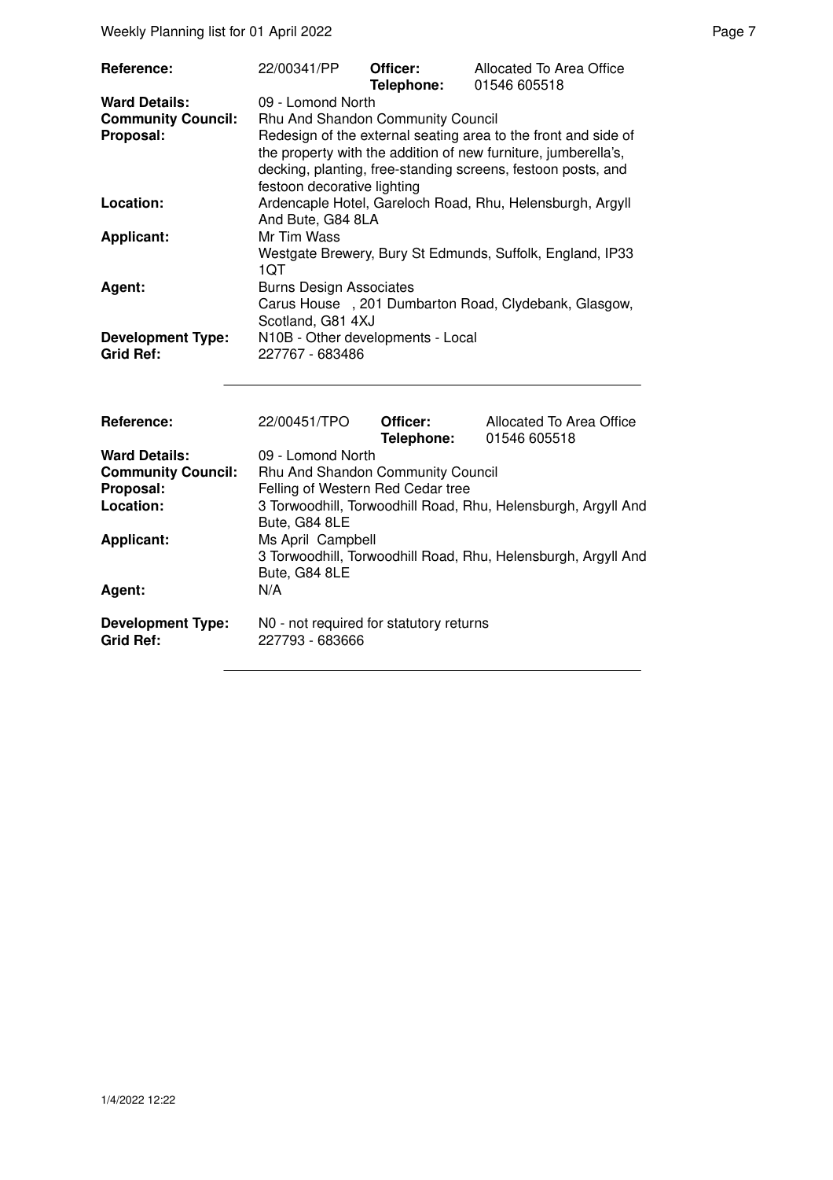| | | | |
|---|---|---|---|
| **Reference:** | 22/00341/PP | **Officer:** **Telephone:** | Allocated To Area Office 01546 605518 |
| **Ward Details:** | 09 - Lomond North | | |
| **Community Council:** | Rhu And Shandon Community Council | | |
| **Proposal:** | Redesign of the external seating area to the front and side of the property with the addition of new furniture, jumberella's, decking, planting, free-standing screens, festoon posts, and festoon decorative lighting | | |
| **Location:** | Ardencaple Hotel, Gareloch Road, Rhu, Helensburgh, Argyll And Bute, G84 8LA | | |
| **Applicant:** | Mr Tim Wass Westgate Brewery, Bury St Edmunds, Suffolk, England, IP33 1QT | | |
| **Agent:** | Burns Design Associates Carus House , 201 Dumbarton Road, Clydebank, Glasgow, Scotland, G81 4XJ | | |
| **Development Type:** | N10B - Other developments - Local | | |
| **Grid Ref:** | 227767 - 683486 | | |

| | | | |
|---|---|---|---|
| **Reference:** | 22/00451/TPO | **Officer:** **Telephone:** | Allocated To Area Office 01546 605518 |
| **Ward Details:** | 09 - Lomond North | | |
| **Community Council:** | Rhu And Shandon Community Council | | |
| **Proposal:** | Felling of Western Red Cedar tree | | |
| **Location:** | 3 Torwoodhill, Torwoodhill Road, Rhu, Helensburgh, Argyll And Bute, G84 8LE | | |
| **Applicant:** | Ms April Campbell 3 Torwoodhill, Torwoodhill Road, Rhu, Helensburgh, Argyll And Bute, G84 8LE | | |
| **Agent:** | N/A | | |
| **Development Type:** | N0 - not required for statutory returns | | |
| **Grid Ref:** | 227793 - 683666 | | |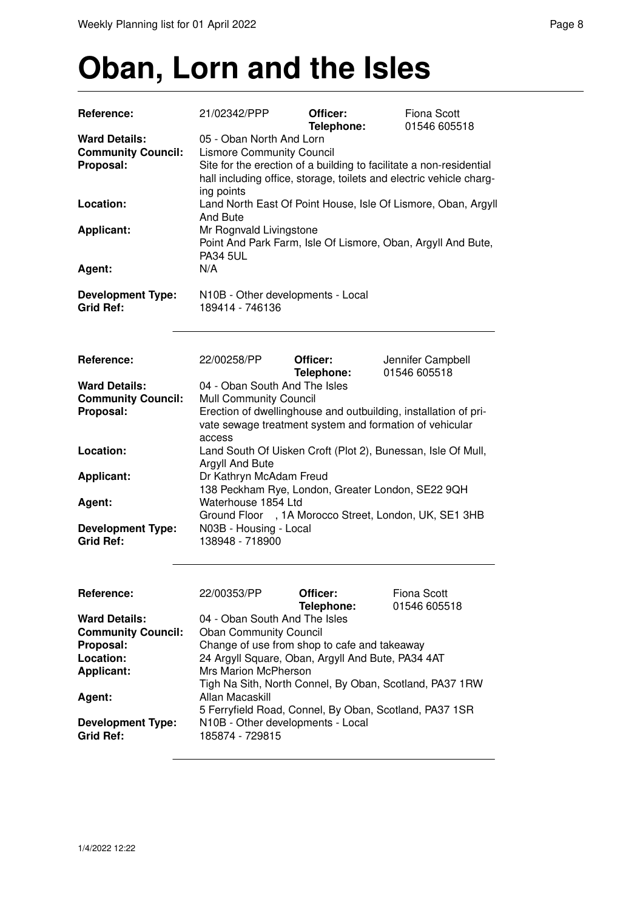# Oban, Lorn and the Isles

| | | | |
|---|---|---|---|
| **Reference:** | 21/02342/PPP | **Officer:** | Fiona Scott |
| | | **Telephone:** | 01546 605518 |
| **Ward Details:** | 05 - Oban North And Lorn | | |
| **Community Council:** | Lismore Community Council | | |
| **Proposal:** | Site for the erection of a building to facilitate a non-residential hall including office, storage, toilets and electric vehicle charging points | | |
| **Location:** | Land North East Of Point House, Isle Of Lismore, Oban, Argyll And Bute | | |
| **Applicant:** | Mr Rognvald Livingstone<br>Point And Park Farm, Isle Of Lismore, Oban, Argyll And Bute, PA34 5UL | | |
| **Agent:** | N/A | | |
| **Development Type:** | N10B - Other developments - Local | | |
| **Grid Ref:** | 189414 - 746136 | | |

---

| | | | |
|---|---|---|---|
| **Reference:** | 22/00258/PP | **Officer:** | Jennifer Campbell |
| | | **Telephone:** | 01546 605518 |
| **Ward Details:** | 04 - Oban South And The Isles | | |
| **Community Council:** | Mull Community Council | | |
| **Proposal:** | Erection of dwellinghouse and outbuilding, installation of private sewage treatment system and formation of vehicular access | | |
| **Location:** | Land South Of Uisken Croft (Plot 2), Bunessan, Isle Of Mull, Argyll And Bute | | |
| **Applicant:** | Dr Kathryn McAdam Freud<br>138 Peckham Rye, London, Greater London, SE22 9QH | | |
| **Agent:** | Waterhouse 1854 Ltd<br>Ground Floor , 1A Morocco Street, London, UK, SE1 3HB | | |
| **Development Type:** | N03B - Housing - Local | | |
| **Grid Ref:** | 138948 - 718900 | | |

---

| | | | |
|---|---|---|---|
| **Reference:** | 22/00353/PP | **Officer:** | Fiona Scott |
| | | **Telephone:** | 01546 605518 |
| **Ward Details:** | 04 - Oban South And The Isles | | |
| **Community Council:** | Oban Community Council | | |
| **Proposal:** | Change of use from shop to cafe and takeaway | | |
| **Location:** | 24 Argyll Square, Oban, Argyll And Bute, PA34 4AT | | |
| **Applicant:** | Mrs Marion McPherson<br>Tigh Na Sith, North Connel, By Oban, Scotland, PA37 1RW | | |
| **Agent:** | Allan Macaskill<br>5 Ferryfield Road, Connel, By Oban, Scotland, PA37 1SR | | |
| **Development Type:** | N10B - Other developments - Local | | |
| **Grid Ref:** | 185874 - 729815 | | |

---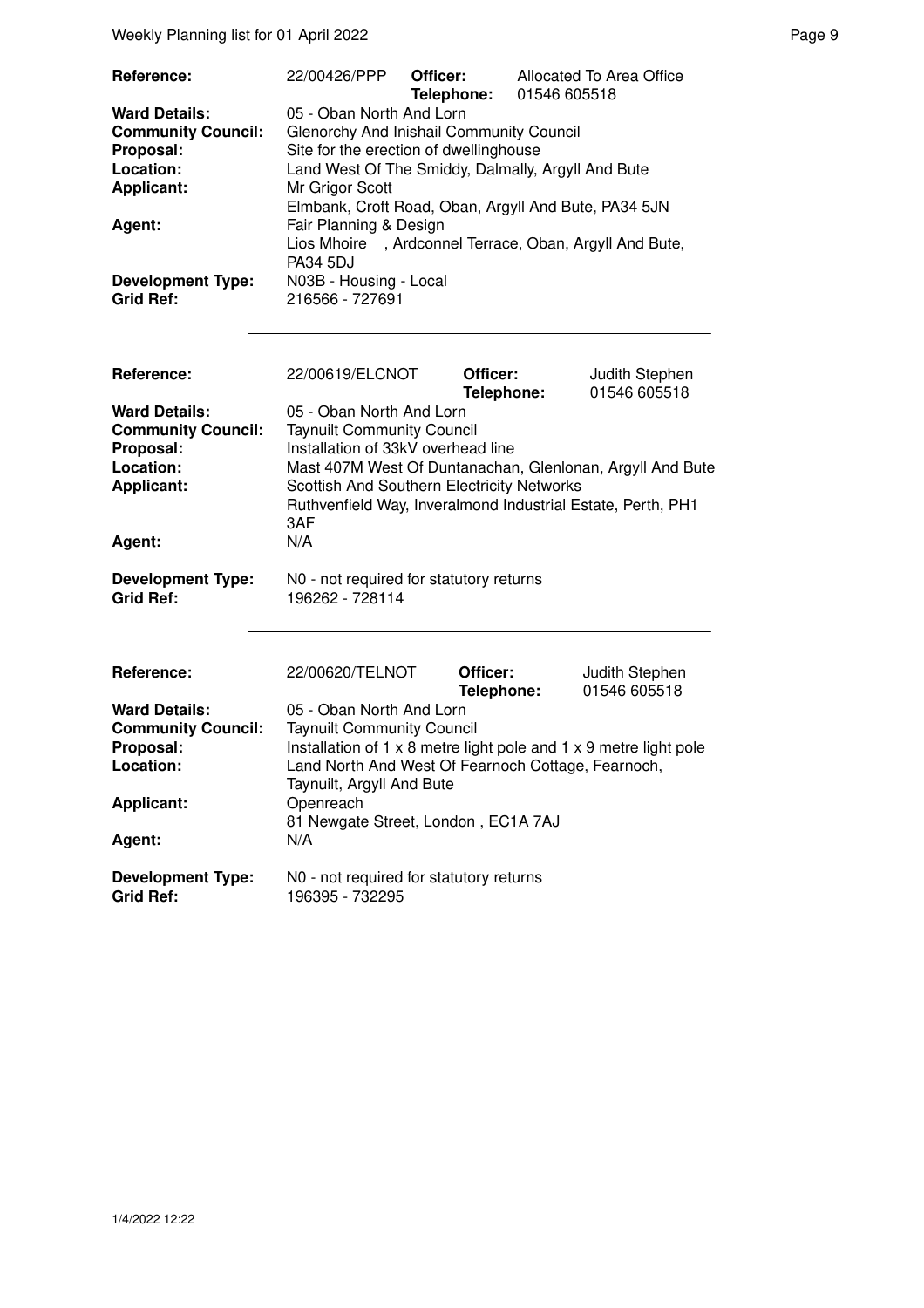| | | | |
|---|---|---|---|
| **Reference:** | 22/00426/PPP | **Officer:** **Telephone:** | Allocated To Area Office 01546 605518 |
| **Ward Details:** | 05 - Oban North And Lorn | | |
| **Community Council:** | Glenorchy And Inishail Community Council | | |
| **Proposal:** | Site for the erection of dwellinghouse | | |
| **Location:** | Land West Of The Smiddy, Dalmally, Argyll And Bute | | |
| **Applicant:** | Mr Grigor Scott<br>Elmbank, Croft Road, Oban, Argyll And Bute, PA34 5JN | | |
| **Agent:** | Fair Planning & Design<br>Lios Mhoire , Ardconnel Terrace, Oban, Argyll And Bute, PA34 5DJ | | |
| **Development Type:** | N03B - Housing - Local | | |
| **Grid Ref:** | 216566 - 727691 | | |

| | | | |
|---|---|---|---|
| **Reference:** | 22/00619/ELCNOT | **Officer:** **Telephone:** | Judith Stephen 01546 605518 |
| **Ward Details:** | 05 - Oban North And Lorn | | |
| **Community Council:** | Taynuilt Community Council | | |
| **Proposal:** | Installation of 33kV overhead line | | |
| **Location:** | Mast 407M West Of Duntanachan, Glenlonan, Argyll And Bute | | |
| **Applicant:** | Scottish And Southern Electricity Networks<br>Ruthvenfield Way, Inveralmond Industrial Estate, Perth, PH1 3AF | | |
| **Agent:** | N/A | | |
| **Development Type:** | N0 - not required for statutory returns | | |
| **Grid Ref:** | 196262 - 728114 | | |

| | | | |
|---|---|---|---|
| **Reference:** | 22/00620/TELNOT | **Officer:** **Telephone:** | Judith Stephen 01546 605518 |
| **Ward Details:** | 05 - Oban North And Lorn | | |
| **Community Council:** | Taynuilt Community Council | | |
| **Proposal:** | Installation of 1 x 8 metre light pole and 1 x 9 metre light pole | | |
| **Location:** | Land North And West Of Fearnoch Cottage, Fearnoch, Taynuilt, Argyll And Bute | | |
| **Applicant:** | Openreach<br>81 Newgate Street, London , EC1A 7AJ | | |
| **Agent:** | N/A | | |
| **Development Type:** | N0 - not required for statutory returns | | |
| **Grid Ref:** | 196395 - 732295 | | |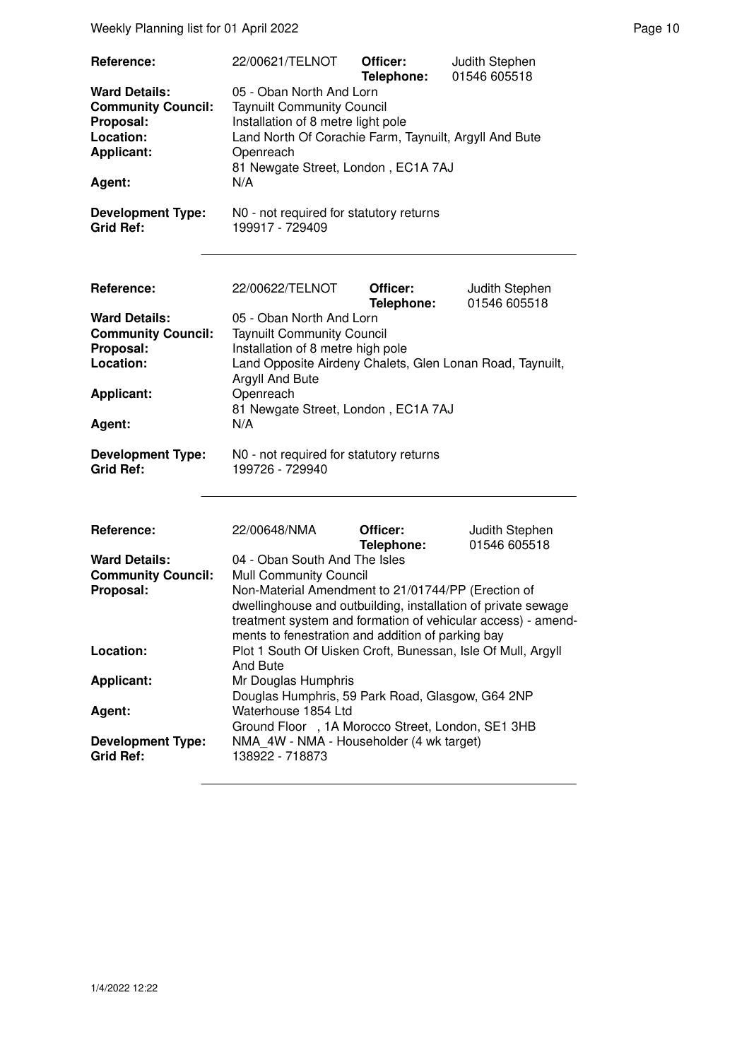| | | | |
|---|---|---|---|
| **Reference:** | 22/00621/TELNOT | **Officer:** **Telephone:** | Judith Stephen 01546 605518 |
| **Ward Details:** | 05 - Oban North And Lorn | | |
| **Community Council:** | Taynuilt Community Council | | |
| **Proposal:** | Installation of 8 metre light pole | | |
| **Location:** | Land North Of Corachie Farm, Taynuilt, Argyll And Bute | | |
| **Applicant:** | Openreach 81 Newgate Street, London , EC1A 7AJ | | |
| **Agent:** | N/A | | |
| **Development Type:** | N0 - not required for statutory returns | | |
| **Grid Ref:** | 199917 - 729409 | | |

| | | | |
|---|---|---|---|
| **Reference:** | 22/00622/TELNOT | **Officer:** **Telephone:** | Judith Stephen 01546 605518 |
| **Ward Details:** | 05 - Oban North And Lorn | | |
| **Community Council:** | Taynuilt Community Council | | |
| **Proposal:** | Installation of 8 metre high pole | | |
| **Location:** | Land Opposite Airdeny Chalets, Glen Lonan Road, Taynuilt, Argyll And Bute | | |
| **Applicant:** | Openreach 81 Newgate Street, London , EC1A 7AJ | | |
| **Agent:** | N/A | | |
| **Development Type:** | N0 - not required for statutory returns | | |
| **Grid Ref:** | 199726 - 729940 | | |

| | | | |
|---|---|---|---|
| **Reference:** | 22/00648/NMA | **Officer:** **Telephone:** | Judith Stephen 01546 605518 |
| **Ward Details:** | 04 - Oban South And The Isles | | |
| **Community Council:** | Mull Community Council | | |
| **Proposal:** | Non-Material Amendment to 21/01744/PP (Erection of dwellinghouse and outbuilding, installation of private sewage treatment system and formation of vehicular access) - amendments to fenestration and addition of parking bay | | |
| **Location:** | Plot 1 South Of Uisken Croft, Bunessan, Isle Of Mull, Argyll And Bute | | |
| **Applicant:** | Mr Douglas Humphris Douglas Humphris, 59 Park Road, Glasgow, G64 2NP | | |
| **Agent:** | Waterhouse 1854 Ltd Ground Floor , 1A Morocco Street, London, SE1 3HB | | |
| **Development Type:** | NMA_4W - NMA - Householder (4 wk target) | | |
| **Grid Ref:** | 138922 - 718873 | | |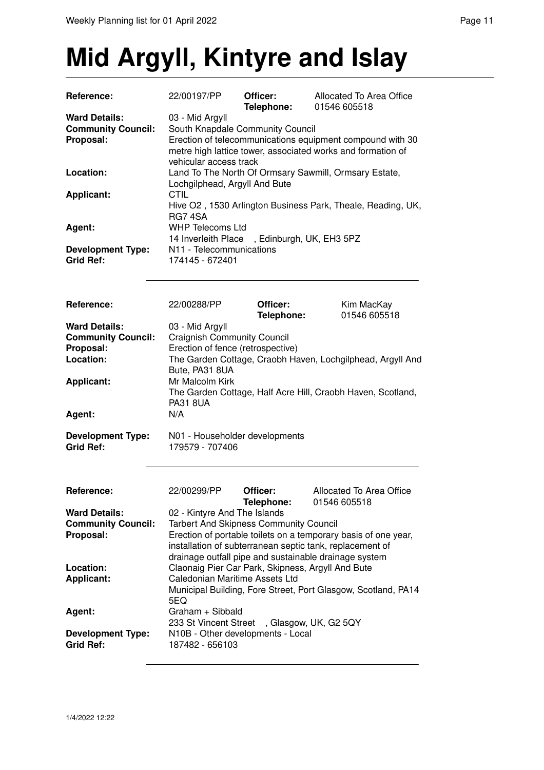# Mid Argyll, Kintyre and Islay

| | | | |
|---|---|---|---|
| **Reference:** | 22/00197/PP | **Officer:** | Allocated To Area Office |
| | | **Telephone:** | 01546 605518 |
| **Ward Details:** | 03 - Mid Argyll | | |
| **Community Council:** | South Knapdale Community Council | | |
| **Proposal:** | Erection of telecommunications equipment compound with 30 metre high lattice tower, associated works and formation of vehicular access track | | |
| **Location:** | Land To The North Of Ormsary Sawmill, Ormsary Estate, Lochgilphead, Argyll And Bute | | |
| **Applicant:** | CTIL<br>Hive O2 , 1530 Arlington Business Park, Theale, Reading, UK, RG7 4SA | | |
| **Agent:** | WHP Telecoms Ltd<br>14 Inverleith Place , Edinburgh, UK, EH3 5PZ | | |
| **Development Type:** | N11 - Telecommunications | | |
| **Grid Ref:** | 174145 - 672401 | | |

---

| | | | |
|---|---|---|---|
| **Reference:** | 22/00288/PP | **Officer:** | Kim MacKay |
| | | **Telephone:** | 01546 605518 |
| **Ward Details:** | 03 - Mid Argyll | | |
| **Community Council:** | Craignish Community Council | | |
| **Proposal:** | Erection of fence (retrospective) | | |
| **Location:** | The Garden Cottage, Craobh Haven, Lochgilphead, Argyll And Bute, PA31 8UA | | |
| **Applicant:** | Mr Malcolm Kirk<br>The Garden Cottage, Half Acre Hill, Craobh Haven, Scotland, PA31 8UA | | |
| **Agent:** | N/A | | |
| **Development Type:** | N01 - Householder developments | | |
| **Grid Ref:** | 179579 - 707406 | | |

---

| | | | |
|---|---|---|---|
| **Reference:** | 22/00299/PP | **Officer:** | Allocated To Area Office |
| | | **Telephone:** | 01546 605518 |
| **Ward Details:** | 02 - Kintyre And The Islands | | |
| **Community Council:** | Tarbert And Skipness Community Council | | |
| **Proposal:** | Erection of portable toilets on a temporary basis of one year, installation of subterranean septic tank, replacement of drainage outfall pipe and sustainable drainage system | | |
| **Location:** | Claonaig Pier Car Park, Skipness, Argyll And Bute | | |
| **Applicant:** | Caledonian Maritime Assets Ltd<br>Municipal Building, Fore Street, Port Glasgow, Scotland, PA14 5EQ | | |
| **Agent:** | Graham + Sibbald<br>233 St Vincent Street , Glasgow, UK, G2 5QY | | |
| **Development Type:** | N10B - Other developments - Local | | |
| **Grid Ref:** | 187482 - 656103 | | |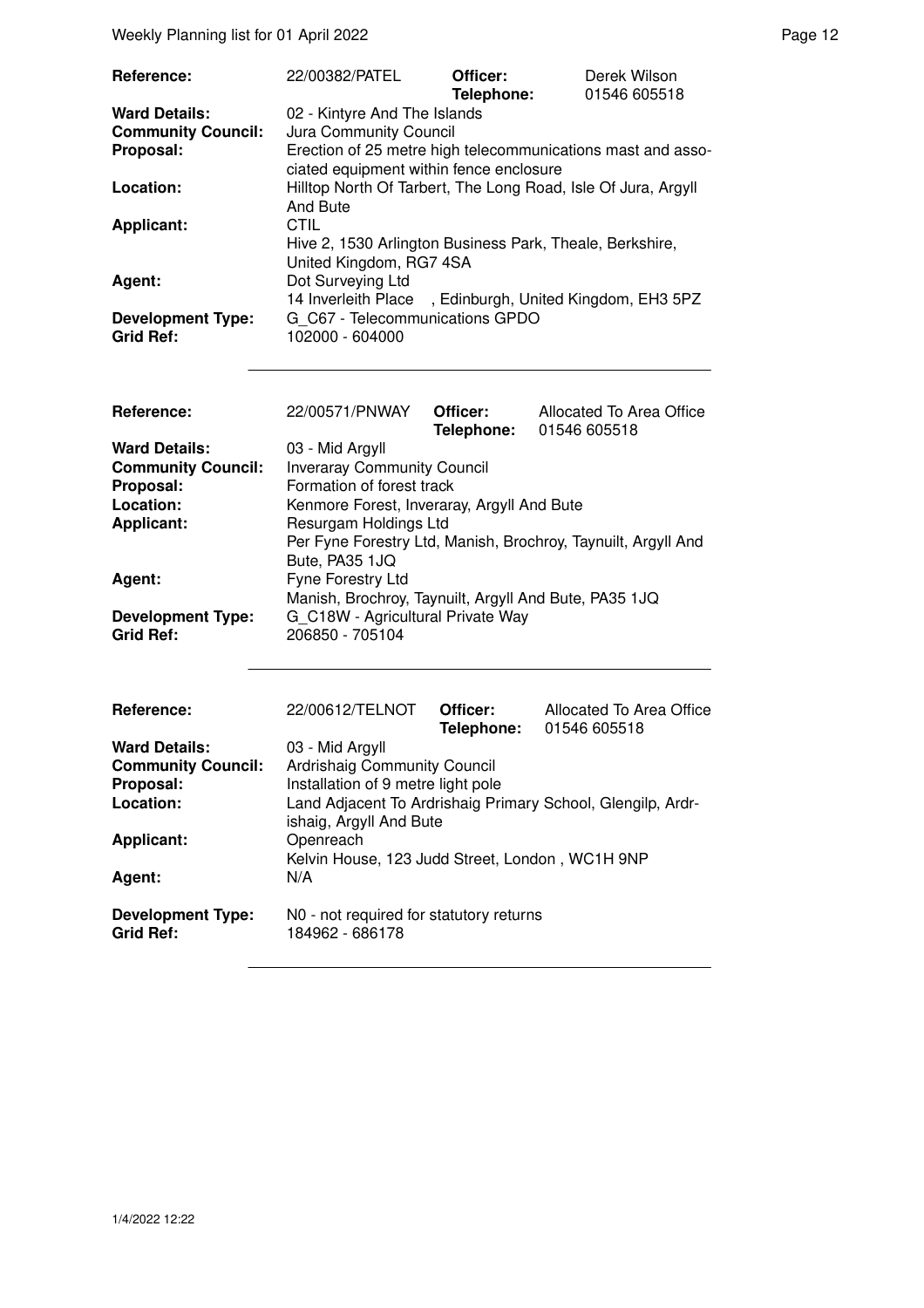| Reference: | 22/00382/PATEL | Officer: Telephone: | Derek Wilson 01546 605518 |
|---|---|---|---|
| **Ward Details:** | 02 - Kintyre And The Islands | | |
| **Community Council:** | Jura Community Council | | |
| **Proposal:** | Erection of 25 metre high telecommunications mast and associated equipment within fence enclosure | | |
| **Location:** | Hilltop North Of Tarbert, The Long Road, Isle Of Jura, Argyll And Bute | | |
| **Applicant:** | CTIL<br>Hive 2, 1530 Arlington Business Park, Theale, Berkshire, United Kingdom, RG7 4SA | | |
| **Agent:** | Dot Surveying Ltd<br>14 Inverleith Place , Edinburgh, United Kingdom, EH3 5PZ | | |
| **Development Type:** | G_C67 - Telecommunications GPDO | | |
| **Grid Ref:** | 102000 - 604000 | | |

| Reference: | 22/00571/PNWAY | Officer: Telephone: | Allocated To Area Office 01546 605518 |
|---|---|---|---|
| **Ward Details:** | 03 - Mid Argyll | | |
| **Community Council:** | Inveraray Community Council | | |
| **Proposal:** | Formation of forest track | | |
| **Location:** | Kenmore Forest, Inveraray, Argyll And Bute | | |
| **Applicant:** | Resurgam Holdings Ltd<br>Per Fyne Forestry Ltd, Manish, Brochroy, Taynuilt, Argyll And Bute, PA35 1JQ | | |
| **Agent:** | Fyne Forestry Ltd<br>Manish, Brochroy, Taynuilt, Argyll And Bute, PA35 1JQ | | |
| **Development Type:** | G_C18W - Agricultural Private Way | | |
| **Grid Ref:** | 206850 - 705104 | | |

| Reference: | 22/00612/TELNOT | Officer: Telephone: | Allocated To Area Office 01546 605518 |
|---|---|---|---|
| **Ward Details:** | 03 - Mid Argyll | | |
| **Community Council:** | Ardrishaig Community Council | | |
| **Proposal:** | Installation of 9 metre light pole | | |
| **Location:** | Land Adjacent To Ardrishaig Primary School, Glengilp, Ardrishaig, Argyll And Bute | | |
| **Applicant:** | Openreach<br>Kelvin House, 123 Judd Street, London , WC1H 9NP | | |
| **Agent:** | N/A | | |
| **Development Type:** | N0 - not required for statutory returns | | |
| **Grid Ref:** | 184962 - 686178 | | |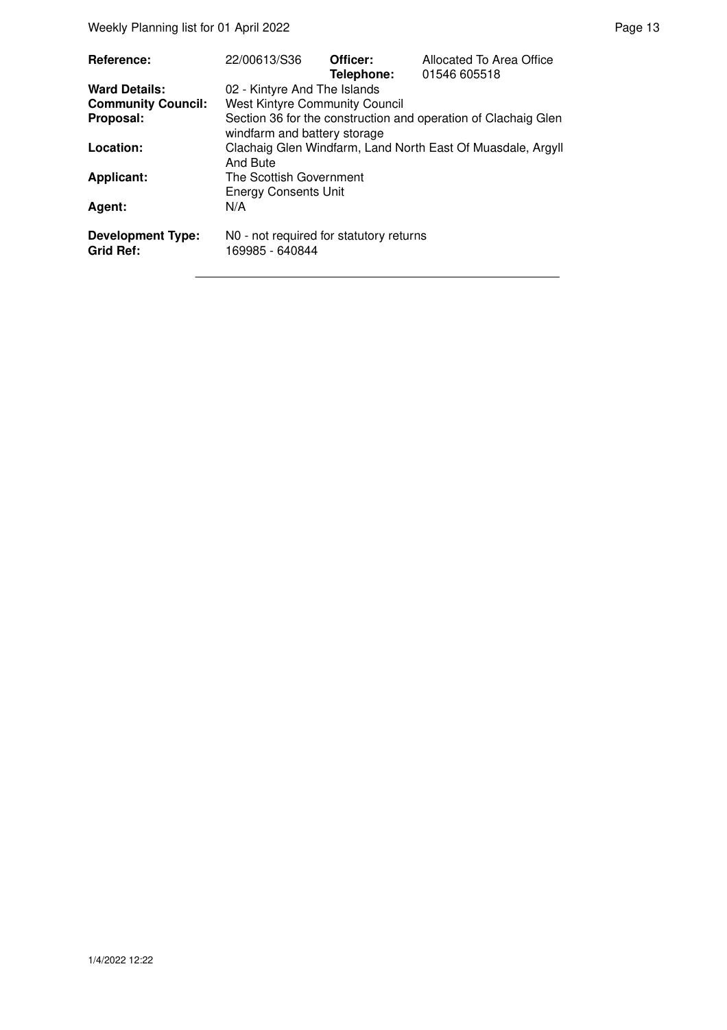| | | | |
|---|---|---|---|
| **Reference:** | 22/00613/S36 | **Officer:** <br> **Telephone:** | Allocated To Area Office <br> 01546 605518 |
| **Ward Details:** | 02 - Kintyre And The Islands | | |
| **Community Council:** | West Kintyre Community Council | | |
| **Proposal:** | Section 36 for the construction and operation of Clachaig Glen windfarm and battery storage | | |
| **Location:** | Clachaig Glen Windfarm, Land North East Of Muasdale, Argyll And Bute | | |
| **Applicant:** | The Scottish Government <br> Energy Consents Unit | | |
| **Agent:** | N/A | | |
| **Development Type:** | N0 - not required for statutory returns | | |
| **Grid Ref:** | 169985 - 640844 | | |

1/4/2022 12:22